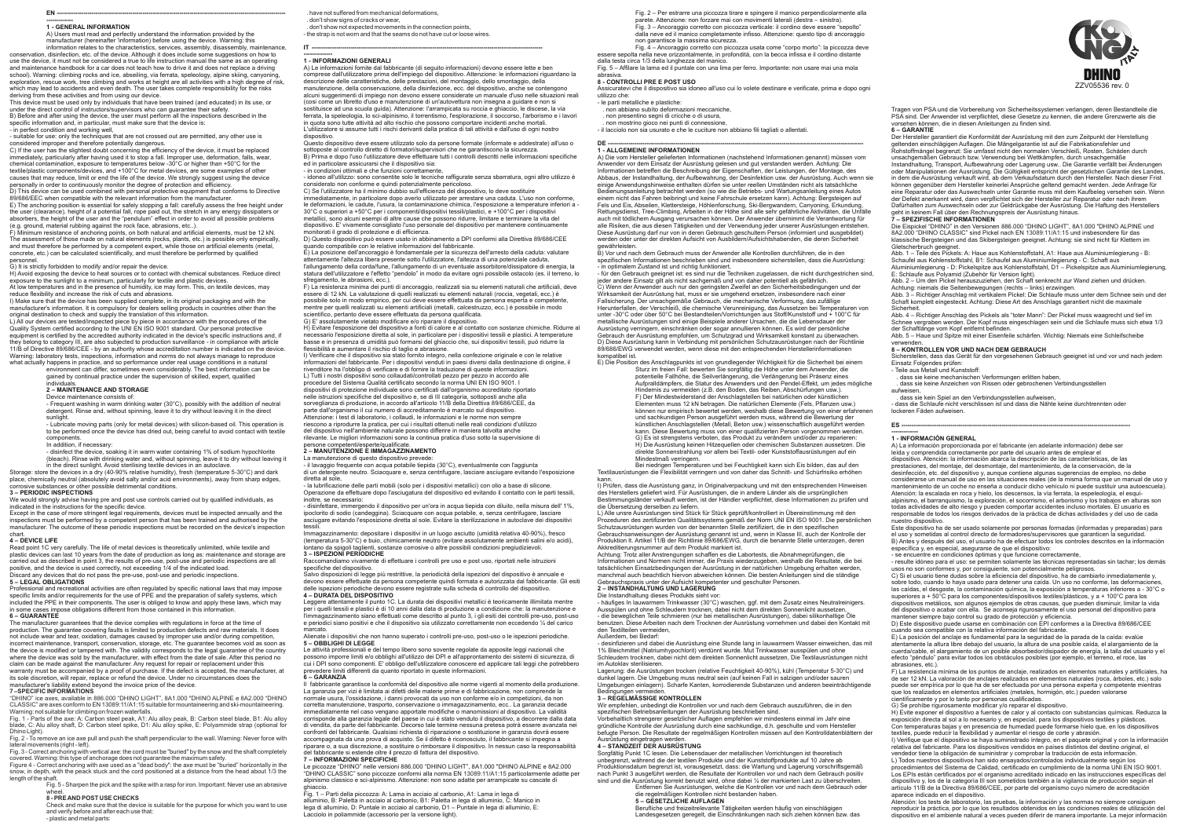# EN

## 1 - GENERAL INFORMATION

A) Users must read and perfectly understand the information provided by the manufacturer (hereinafter 'information') before using the device. Warning: this information relates to the characteristics, services, assembly, disassembly, maintenance, conservation, disinfection, etc. of the device. Although it does include some suggestions on how to use the device, it must not be considered a true to life instruction manual the same as an operating and maintenance handbook for a car does not teach how to drive it and does not replace a driving school). Warning: climbing rocks and ice, abseiling, via ferrata, speleology, alpine skiing, canyoning, exploration, rescue work, tree climbing and works at height are all activities with a high degree of risk, which may lead to accidents and even death. The user takes complete responsibility for the risks deriving from these activities and from using our device.

This device must be used only by individuals that have been trained (and educated) in its use, or under the direct control of instructors/supervisors who can guarantee their safety.

B) Before and after using the device, the user must perform all the inspections described in the specific information and, in particular, must make sure that the device is:

- in perfect condition and working well,
- suitable for use: only the techniques that are not crossed out are permitted, any other use is considered improper and therefore potentially dangerous.

C) If the user has the slightest doubt concerning the efficiency of the device, it must be replaced immediately, particularly after having used it to stop a fall. Improper use, deformation, falls, wear, chemical contamination, exposure to temperatures below -30°C or higher than +50°C for the textile/plastic components/devices, and +100°C for metal devices, are some examples of other causes that may reduce, limit or end the life of the device. We strongly suggest using the device personally in order to continuously monitor the degree of protection and efficiency.

D) This device can be used combined with personal protective equipment that conforms to Directive 89/686/EEC when compatible with the relevant information from the manufacturer.

E) The anchoring position is essential for safely stopping a fall: carefully assess the free height under the user (clearance), height of a potential fall, rope paid out, the stretch in any energy dissipaters or absorbers, the height of the user and the "pendulum" effect in order to avoid all possible problems (e.g. ground, material rubbing against the rock face, abrasions, etc..).

F) Minimum resistance of anchoring points, on both natural and artificial elements, must be 12 kN. The assessment of those made on natural elements (rocks, plants, etc.) is possible only empirically, and must therefore be performed by a competent expert, while those on artificial elements (metal, concrete, etc.) can be calculated scientifically, and must therefore be performed by qualified personnel.

G) It is strictly forbidden to modify and/or repair the device.

H) Avoid exposing the device to heat sources or to contact with chemical substances. Reduce direct exposure to the sunlight to a minimum, particularly for textile and plastic devices.

At low temperatures and in the presence of humidity, ice may form. This, on textile devices, may reduce flexibility and increase the risk of cuts and abrasions.

I) Make sure that the device has been supplied complete, in its original packaging and with the manufacturer's information. It is compulsory for dealers selling products in countries other than the original destination to check and supply the translation of this information.

L) All our devices are tested/inspected piece by piece in accordance with the procedures of the Quality System certified according to the UNI EN ISO 9001 standard. Our personal protective equipment is certified by the accredited authority indicated in the device's specific instructions and, if they belong to category III, are also subjected to production surveillance - in compliance with article 11/B of Directive 89/686/CEE - by an authority whose accreditation number is reproduced on the device. Warning: laboratory tests, inspections, information and norms do not always manage to reproduce what actually happens in practice, and so performance under real usage conditions in a natural environment can differ, sometimes even considerably. The best information can be gained by continual practice under the supervision of skilled, expert, qualified individuals.

## 2 – MAINTENANCE AND STORAGE

Device maintenance consists of:

- Frequent washing in warm drinking water (30°C), possibly with the addition of neutral detergent. Rinse and, without spinning, leave it to dry without leaving it in the direct sunlight.
- Lubricate moving parts (only for metal devices) with silicon-based oil. This operation is to be performed once the device has dried out, being careful to avoid contact with textile components.

In addition, if necessary:

- disinfect the device, soaking it in warm water containing 1% of sodium hypochlorite (bleach). Rinse with drinking water and, without spinning, leave it to dry without leaving it in the direct sunlight. Avoid sterilising textile devices in an autoclave.

Storage: store the devices in a dry (40-90% relative humidity), fresh (temperature 5-30°C) and dark place, chemically neutral (absolutely avoid salty and/or acid environments), away from sharp edges, corrosive substances or other possible detrimental conditions.

## 3 – PERIODIC INSPECTIONS

We would strongly advise having pre and post use controls carried out by qualified individuals, as indicated in the instructions for the specific device.

Except in the case of more stringent legal requirements, devices must be inspected annually and the inspections must be performed by a competent person that has been trained and authorised by the manufacturer. The outcome of these periodic inspections must be recorded on the device's inspection chart.

## 4 – DEVICE LIFE

Read point 1C very carefully. The life of metal devices is theoretically unlimited, while textile and plastic devices can last 10 years from the date of production as long as: maintenance and storage are carried out as described in point 3, the results of pre-use, post-use and periodic inspections are all positive, and the device is used correctly, not exceeding 1/4 of the indicated load.

Discard any devices that do not pass the pre-use, post-use and periodic inspections.

## 5 – LEGAL OBLIGATIONS

Professional and recreational activities are often regulated by specific national laws that may impose specific limits and/or requirements for the use of PPE and the preparation of safety systems, which included the PPE in their components. The user is obliged to know and apply these laws, which may in some cases impose obligations different from those contained in this information.

## 6 – GUARANTEE

The manufacturer guarantees that the device complies with regulations in force at the time of production. The guarantee covering faults is limited to production defects and raw materials. It does not include wear and tear, oxidation, damages caused by improper use and/or during competition, incorrect maintenance, transport, conservation, storage, etc. The guarantee becomes void as soon as the device is modified or tampered with. The validity corresponds to the legal guarantee of the country where the device was sold by the manufacturer, with effect from the date of sale. After this period no claim can be made against the manufacturer. Any request for repair or replacement under this warranty must be accompanied by a proof of purchase. If the defect is accepted, the manufacturer, at its sole discretion, will repair, replace or refund the device. Under no circumstances does the manufacturer's liability extend beyond the invoice price of the device.

## 7 – SPECIFIC INFORMATIONS

"DHINO" ice axes, available in 886.000 "DHINO LIGHT", 8A1.000 "DHINO ALPINE e 8A2.000 "DHINO CLASSIC" are axes conform to EN 13089:11/A1:15 suitable for mountaineering and ski-mountaineering. Warning: not suitable for climbing on frozen waterfalls.

Fig. 1 - Parts of the axe: A: Carbon steel peak, A1: Alu alloy peak, B: Carbon steel blade, B1: Alu alloy blade, C: Alu alloy shaft, D: Carbon steel spike, D1: Alu alloy spike, E: Polyammide strap (optional for Dhino Light).

Fig. 2 - To remove an ice axe pull and push the shaft perpendicular to the wall. Warning: Never force with lateral movements (right - left).

Fig. 3 - Correct anchoring with vertical axe: the cord must be "buried" by the snow and the shaft completely covered. Warning: this type of anchorage does not guarantee the maximum safety.

Figure 4 - Correct anchoring with axe used as a "dead body": the axe must be "buried" horizontally in the snow, in depth, with the peack stuck and the cord positioned at a distance from the head about 1/3 the length of the shaft.

Fig. 5 - Sharpen the pick and the spike with a rasp for iron. Important: Never use an abrasive wheel.

## 8 - PRE AND POST USE CHECKS

Check and make sure that the device is suitable for the purpose for which you want to use and verify before and after each use that:

- plastic and metal parts:
  . have not suffered from mechanical deformations,
  . don't show signs of cracks or wear,
  . don't show not expected movements in the connection points,
- the strap is not worn and that the seams do not have cut or loose wires.

# IT

## 1 - INFORMAZIONI GENERALI

A) Le informazioni fornite dal fabbricante (di seguito informazioni) devono essere lette e ben comprese dall'utilizzatore prima dell'impiego del dispositivo. Attenzione: le informazioni riguardano la descrizione delle caratteristiche, delle prestazioni, del montaggio, dello smontaggio, della manutenzione, della conservazione, della disinfezione, ecc. del dispositivo, anche se contengono alcuni suggerimenti di impiego non devono essere considerate un manuale d'uso nelle situazioni reali (così come un libretto d'uso e manutenzione di un'autovettura non insegna a guidare e non si sostituisce ad una scuola guida). Attenzione: l'arrampicata su roccia e ghiaccio, le discese, la via ferrata, la speleologia, lo sci-alpinismo, il torrentismo, l'esplorazione, il soccorso, l'arborismo e i lavori in quota sono tutte attività ad alto rischio che possono comportare incidenti anche mortali. L'utilizzatore si assume tutti i rischi derivanti dalla pratica di tali attività e dall'uso di ogni nostro dispositivo.

Questo dispositivo deve essere utilizzato solo da persone formate (informate e addestrate) all'uso o sottoposte al controllo diretto di formatori/supervisori che ne garantiscono la sicurezza.

B) Prima e dopo l'uso l'utilizzatore deve effettuare tutti i controlli descritti nelle informazioni specifiche ed in particolare assicurarsi che il dispositivo sia:

- in condizioni ottimali e che funzioni correttamente,
- idoneo all'utilizzo: sono consentite solo le tecniche raffigurate senza sbarratura, ogni altro utilizzo è considerato non conforme e quindi potenzialmente pericoloso.

C) Se l'utilizzatore ha il minimo dubbio sull'efficienza del dispositivo, lo deve sostituire immediatamente, in particolare dopo averlo utilizzato per arrestare una caduta. L'uso non conforme, le deformazioni, le cadute, l'usura, la contaminazione chimica, l'esposizione a temperature inferiori a -30°C o superiori a +50°C per i componenti/dispositivi tessili/plastici, +100°C per i dispositivi metallici, sono alcuni esempi di altre cause che possono ridurre, limitare o terminare la vita del dispositivo. E' vivamente consigliato l'uso personale del dispositivo per mantenere continuamente monitorati il grado di protezione e di efficienza.

D) Questo dispositivo può essere usato in abbinamento a DPI conformi alla Direttiva 89/686/CEE quando compatibile con le relative informazioni del fabbricante.

E) La posizione dell'ancoraggio è fondamentale per la sicurezza dell'arresto della caduta: valutare attentamente l'altezza libera presente sotto l'utilizzatore, l'altezza di una potenziale caduta, l'allungamento della corda/fune, l'allungamento di un eventuale assorbitore/dissipatore di energia, la statura dell'utilizzatore e l'effetto "pendolo" in modo da evitare ogni possibile ostacolo (es. il terreno, lo sfregamento, le abrasioni, ecc.).

F) La resistenza minima dei punti di ancoraggio, realizzati su elementi naturali che artificiali, deve essere di 12 kN. La valutazione di quelli realizzati su elementi naturali (rocce, vegetali, ecc.) è possibile solo in modo empirico, per cui deve essere effettuata da persona esperta e competente, mentre per quelli realizzati su elementi artificiali (metalli, calcestruzzo, ecc.) è possibile in modo scientifico, pertanto deve essere effettuata da persona qualificata.

G) E' assolutamente vietato modificare e/o riparare il dispositivo.

H) Evitare l'esposizione del dispositivo a fonti di calore e il contatto con sostanze chimiche. Ridurre al necessario l'esposizione diretta al sole, in particolare per i dispositivi tessili e plastici. A temperature basse e in presenza di umidità può formarsi del ghiaccio che, sui dispositivi tessili, può ridurre la flessibilità e aumentare il rischio di taglio e abrasione.

I) Verificare che il dispositivo sia stato fornito integro, nella confezione originale e con le relative informazioni del fabbricante. Per i dispositivi venduti in paesi diversi dalla destinazione di origine, il rivenditore ha l'obbligo di verificare e di fornire la traduzione di queste informazioni.

L) Tutti i nostri dispositivi sono collaudati/controllati pezzo per pezzo in accordo alle procedure del Sistema Qualità certificato secondo la norma UNI EN ISO 9001. I dispositivi di protezione individuale sono certificati dall'organismo accreditato riportato nelle istruzioni specifiche del dispositivo e, se di III categoria, sottoposti anche alla sorveglianza di produzione, in accordo all'articolo 11/B della Direttiva 89/686/CEE, da parte dell'organismo il cui numero di accreditamento è marcato sul dispositivo.

Attenzione: i test di laboratorio, i collaudi, le informazioni e le norme non sempre riescono a riprodurre la pratica, per cui i risultati ottenuti nelle reali condizioni d'utilizzo del dispositivo nell'ambiente naturale possono differire in maniera talvolta anche rilevante. Le migliori informazioni sono la continua pratica d'uso sotto la supervisione di persone competenti/esperte/qualificate.

## 2 – MANUTENZIONE E IMMAGAZZINAMENTO

La manutenzione di questo dispositivo prevede:

- il lavaggio frequente con acqua potabile tiepida (30°C), eventualmente con l'aggiunta di un detergente neutro. Sciacquare e, senza centrifugare, lasciare asciugare evitando l'esposizione diretta al sole,
- la lubrificazione delle parti mobili (solo per i dispositivi metallici) con olio a base di silicone. Operazione da effettuare dopo l'asciugatura del dispositivo ed evitando il contatto con le parti tessili, inoltre, se necessario:
- disinfettare, immergendo il dispositivo per un'ora in acqua tiepida con diluito, nella misura dell' 1%, ipoclorito di sodio (candeggina). Sciacquare con acqua potabile, e, senza centrifugare, lasciare asciugare evitando l'esposizione diretta al sole. Evitare la sterilizzazione in autoclave dei dispositivi tessili.

Immagazzinamento: depositare i dispositivi in un luogo asciutto (umidità relativa 40-90%), fresco (temperatura 5-30°C) e buio, chimicamente neutro (evitare assolutamente ambienti salini e/o acidi), lontano da spigoli taglienti, sostanze corrosive o altre possibili condizioni pregiudizievoli.

## 3 – ISPEZIONI PERIODICHE

Raccomandiamo vivamente di effettuare i controlli pre uso e post uso, riportati nelle istruzioni specifiche del dispositivo.

Salvo disposizioni di legge più restrittive, la periodicità della ispezioni del dispositivo è annuale e devono essere effettuate da persona competente quindi formata e autorizzata dal fabbricante. Gli esiti delle ispezioni periodiche devono essere registrate sulla scheda di controllo del dispositivo.

## 4 – DURATA DEL DISPOSITIVO

Leggere attentamente il punto 1C. La durata dei dispositivi metallici è teoricamente illimitata mentre per i quelli tessili e plastici è di 10 anni dalla data di produzione a condizione che: la manutenzione e l'immagazzinamento siano effettuati come descritto al punto 3, i gli esiti dei controlli pre-uso, post-uso e periodici siano positivi e che il dispositivo sia utilizzato correttamente non eccedendo ¼ del carico marcato.

Alienate i dispositivi che non hanno superato i controlli pre-uso, post-uso o le ispezioni periodiche.

## 5 – OBBLIGHI DI LEGGE

Le attività professionali e del tempo libero sono sovente regolate da apposite leggi nazionali che possono imporre limiti e/o obblighi all'utilizzo dei DPI e all'approntamento dei sistemi di sicurezza, di cui i DPI sono componenti. E' obbligo dell'utilizzatore conoscere ed applicare tali leggi che potrebbero prevedere limiti differenti da quanto riportato in queste informazioni.

## 6 – GARANZIA

Il fabbricante garantisce la conformità del dispositivo alle norme vigenti al momento della produzione. La garanzia per vizi è limitata ai difetti delle materie prime e di fabbricazione, non comprende la normale usura, l'ossidazione, i danni provocati da uso non conforme e/o in competizioni, da non corretta manutenzione, trasporto, conservazione o immagazzinamento, ecc.. La garanzia decade immediatamente nel caso vengano apportate modifiche o manomissioni al dispositivo. La validità corrisponde alla garanzia legale del paese in cui è stato venduto il dispositivo, a decorrere dalla data di vendita, da parte del fabbricante. Decorso tale termine nessuna pretesa potrà essere avanzata nei confronti del fabbricante. Qualsiasi richiesta di riparazione o sostituzione in garanzia dovrà essere accompagnata da una prova di acquisto. Se il difetto è riconosciuto, il fabbricante si impegna a riparare o, a sua discrezione, a sostituire o rimborsare il dispositivo. In nessun caso la responsabilità del fabbricante si estende oltre il prezzo di fattura del dispositivo.

## 7 – INFORMAZIONI SPECIFICHE

Le piccozze "DHINO" nelle versioni 886.000 "DHINO LIGHT", 8A1.000 "DHINO ALPINE e 8A2.000 "DHINO CLASSIC" sono piccozze conformi alla norma EN 13089:11/A1:15 particolarmente adatte per alpinismo classico e sci-alpinismo. Attenzione: non sono adatte per arrampicate su cascate di ghiaccio.

Fig. 1 – Parti della piccozza: A: Lama in acciaio al carbonio, A1: Lama in lega di alluminio, B: Paletta in acciaio al carbonio, B1: Paletta in lega di alluminio, C: Manico in lega di alluminio, D: Puntale in acciaio al carbonio, D1 – Puntale in lega di alluminio, E: Lacciolo in poliammide (accessorio per la versione light).

Fig. 2 – Per estrarre una piccozza tirare e spingere il manico perpendicolarmente alla parete. Attenzione: non forzare mai con movimenti laterali (destra – sinistra).

Fig. 3 – Ancoraggio corretto con piccozza verticale: il cordino deve essere "sepolto" dalla neve ed il manico completamente infisso. Attenzione: questo tipo di ancoraggio non garantisce la massima sicurezza.

Fig. 4 – Ancoraggio corretto con piccozza usata come "corpo morto": la piccozza deve essere sepolta nella neve orizzontalmente, in profondità, con la becca infissa e il cordino distante dalla testa circa 1/3 della lunghezza del manico.

Fig. 5 – Affilare la lama ed il puntale con una lima per ferro. Importante: non usare mai una mola abrasiva.

## 8 - CONTROLLI PRE E POST USO

Assicuratevi che il dispositivo sia idoneo all'uso cui lo volete destinare e verificate, prima e dopo ogni utilizzo che:

- le parti metalliche e plastiche:
  . non abbiano subito deformazioni meccaniche,
  . non presentino segni di crepe o di usura,
  . non mostrino gioco nei punti di connessione,
- il lacciolo non sia usurato e che le cuciture non abbiano fili tagliati o allentati.

# DE

## 1 - ALLGEMEINE INFORMATIONEN

A) Die vom Hersteller gelieferten Informationen (nachstehend Informationen genannt) müssen vom Anwender vor dem Einsatz der Ausrüstung gelesen und gut verstanden werden. Achtung: Die Informationen betreffen die Beschreibung der Eigenschaften, der Leistungen, der Montage, des Abbaus, der Instandhaltung, der Aufbewahrung, der Desinfektion usw. der Ausrüstung. Auch wenn sie einige Anwendungshinweise enthalten dürfen sie unter realen Umständen nicht als tatsächliche Bedienungsanleitung betrachtet werden (so wie die Betriebs- und Wartungsanleitung eines Autos einem nicht das Fahren beibringt und keine Fahrschule ersetzen kann). Achtung: Bergsteigen auf Fels und Eis, Abseilen, Klettersteige, Höhlenforschung, Ski-Alpinismus, Canyoning, Erkundung, Rettungsdienst, Tree-Climbing, Arbeiten in der Höhe sind alle sehr gefährliche Aktivitäten, die Unfälle auch mit tödlichem Ausgang verursachen können. Der Anwender übernimmt die Verantwortung für alle Risiken, die aus diesen Tätigkeiten und der Verwendung jeder unserer Ausrüstungen entstehen. Diese Ausrüstung darf nur von in deren Gebrauch geschulten Person (informiert und ausgebildet) werden oder unter der direkten Aufsicht von Ausbildern/Aufsichtshabenden, die deren Sicherheit gewährleisten.

B) Vor und nach dem Gebrauch muss der Anwender alle Kontrollen durchführen, die in den spezifischen Informationen beschrieben sind und insbesondere sicherstellen, dass die Ausrüstung:

- in optimalem Zustand ist und richtig funktioniert,
- für den Gebrauch geeignet ist: es sind nur die Techniken zugelassen, die nicht durchgestrichen sind, jeder andere Einsatz gilt als nicht sachgemäß und von daher potentiell als gefährlich.

C) Wenn der Anwender auch nur den geringsten Zweifel an den Sicherheitsbedingungen und der Wirksamkeit der Ausrüstung hat, muss er sie umgehend ersetzen, insbesondere nach einer Fallsicherung. Der unsachgemäße Gebrauch, die mechanische Verformung, das zufällige Herunterfallen, der Verschleiß, die chemische Verunreinigung, das Aussetzen bei Temperaturen von unter -30°C oder über 50°C bei Bestandteilen/Vorrichtungen aus Stoff/Kunststoff und + 100°C für metallische Ausrüstungen sind einige Beispiele anderer Ursachen, die die Lebensdauer der Ausrüstung verringern, einschränken oder sogar annullieren können. Es wird der persönliche Gebrauch der Ausrüstung empfohlen, um Schutzgrad und Wirksamkeit konstant zu überwachen.

D) Diese Ausrüstung kann in Verbindung mit persönlichen Schutzausrüstungen nach der Richtlinie 89/686/EWG verwendet werden, wenn diese mit den entsprechenden Herstellerinformationen kompatibel ist.

E) Die Position des Anschlagpunkts ist von grundlegender Wichtigkeit für die Sicherheit bei einem Sturz im freien Fall: bewerten Sie sorgfältig die Höhe unter dem Anwender, die potentielle Fallhöhe, die Seilverlängerung, die Verlängerung bei Präsenz eines Aufpralldämpfers, die Statur des Anwenders und den Pendel-Effekt, um jedes mögliche Hindernis zu vermeiden (z.B. den Boden, das Reiben, Abschürfungen usw.).

F) Der Mindestwiderstand der Anschlagstellen bei natürlichen oder künstlichen Elementen muss 12 kN betragen. Die natürlichen Elemente (Fels, Pflanzen usw.) können nur empirisch bewertet werden, weshalb diese Bewertung von einer erfahrenen und sachkundigen Person ausgeführt werden muss, während die Bewertung der künstlichen Anschlagstellen (Metall, Beton usw.) wissenschaftlich ausgeführt werden kann. Diese Bewertung muss von einer qualifizierten Person vorgenommen werden.

G) Es ist strengstens verboten, das Produkt zu verändern und/oder zu reparieren.

H) Die Ausrüstung keinen Hitzequellen oder chemischen Substanzen aussetzen. Die direkte Sonnenstrahlung vor allem bei Textil- oder Kunststoffausrüstungen auf ein Mindestmaß verringern.

Bei niedrigen Temperaturen und bei Feuchtigkeit kann sich Eis bilden, das auf den Textilausrüstungen die Flexibilität verringern und von daher das Schnitt- und Schürfrisiko erhöhen kann.

I) Prüfen, dass die Ausrüstung ganz, in Originalverpackung und mit den entsprechenden Hinweisen des Herstellers geliefert wird. Für Ausrüstungen, die in andere Länder als die ursprünglichen Bestimmungsländer verkauft werden, ist der Händler verpflichtet, diese Informationen zu prüfen und die Übersetzung derselben zu liefern.

L) Alle unsere Ausrüstungen sind Stück für Stück geprüft/kontrolliert in Übereinstimmung mit den Prozeduren des zertifizierten Qualitätssystems gemäß der Norm UNI EN ISO 9001. Die persönlichen Schutzausrüstungen wurden von der benannten Stelle zertifiziert, die in den spezifischen Gebrauchsanweisungen der Ausrüstung genannt ist und, wenn in Klasse III, auch der Kontrolle der Produktion lt. Artikel 11/B der Richtlinie 89/686/EWG, durch die benannte Stelle unterzogen, deren Akkreditierungsnummer auf dem Produkt markiert ist.

Achtung: Trotz aller Anstrengungen schaffen es die Labortests, die Abnahmeprüfungen, die Informationen und Normen nicht immer, die Praxis wiederzugeben, weshalb die Resultate, die bei tatsächlichen Einsatzbedingungen der Ausrüstung in der natürlichen Umgebung erhalten werden, manchmal auch beachtlich hiervon abweichen können. Die besten Anleitungen sind die ständige Gebrauchspraxis unter der Aufsicht kompetenter und geschulter Personen.

## 2 – INSTANDHALTUNG UND LAGERUNG

Die Instandhaltung dieses Produkts sieht vor:

- häufiges In lauwarmem Trinkwasser (30°C) waschen, ggf. mit dem Zusatz eines Neutralreinigers. Ausspülen und ohne Schleudern trocknen, dabei nicht dem direkten Sonnenlicht aussetzen,
- die beweglichen Teile schmieren (nur bei metallischen Ausrüstungen), dabei silikonhaltige Öle benutzen. Diese Arbeiten nach dem Trocknen der Ausrüstung vornehmen und dabei den Kontakt mit den Textilteilen vermeiden,

Außerdem, bei Bedarf:

- desinfizieren und dabei die Ausrüstung eine Stunde lang in lauwarmem Wasser einweichen, das mit 1% Bleichmittel (Natriumhypochlorit) verdünnt wurde. Mit Trinkwasser ausspülen und ohne Schleudern trocknen, dabei nicht dem direkten Sonnenlicht aussetzen. Die Textilausrüstungen nicht im Autoklav sterilisieren.

Lagerung: die Ausrüstungen trocken (relative Feuchtigkeit 40-90%), kühl (Temperatur 5-30°C) und dunkel lagern. Die Umgebung muss neutral sein (auf keinen Fall in salzigen und/oder sauren Umgebungen einlagern). Scharfe Kanten, korrodierende Substanzen und anderen beeinträchtigende Bedingungen vermeiden.

## 3 – REGELMÄSSIGE KONTROLLEN

Wir empfehlen, unbedingt die Kontrollen vor und nach dem Gebrauch auszuführen, die in den spezifischen Betriebsanleitungen der Ausrüstung beschrieben sind.

Vorbehaltlich strengerer gesetzlicher Auflagen empfehlen wir mindestens einmal im Jahr eine gründliche Kontrolle der Ausrüstung durch eine sachkundige, d.h. geschulte und vom Hersteller befugte Person. Die Resultate der regelmäßigen Kontrollen müssen auf den Kontrolldatenblättern der Ausrüstung eingetragen werden.

## 4 – STANDZEIT DER AUSRÜSTUNG

Sorgfältig Punkt 1C lesen. Die Lebensdauer der metallischen Vorrichtungen ist theoretisch unbegrenzt, während die der textilen Produkte und der Kunststoffprodukte auf 10 Jahre ab Produktionsdatum begrenzt ist, vorausgesetzt, dass: die Wartung und Lagerung vorschriftsgemäß nach Punkt 3 ausgeführt werden, die Resultate der Kontrollen vor und nach dem Gebrauch positiv sind und die Ausrüstung korrekt benutzt wird, ohne dabei ¼ der markierten Last zu überschreiten. Entfernen Sie Ausrüstungen, welche die Kontrollen vor und nach dem Gebrauch oder die regelmäßigen Kontrollen nicht bestanden haben.

## 5 – GESETZLICHE AUFLAGEN

Berufliche und freizeitrelevante Tätigkeiten werden häufig von einschlägigen Landesgesetzen geregelt, die Einschränkungen nach sich ziehen können bzw. das Tragen von PSA und die Vorbereitung von Sicherheitssystemen verlangen, deren Bestandteile die PSA sind. Der Anwender ist verpflichtet, diese Gesetze zu kennen, die andere Grenzwerte als die vorsehen können, die in diesen Anleitungen zu finden sind.

## 6 – GARANTIE

Der Hersteller garantiert die Konformität der Ausrüstung mit den zum Zeitpunkt der Herstellung geltenden einschlägigen Auflagen. Die Mängelgarantie ist auf die Fabrikationsfehler und Rohstoffmängel begrenzt: Sie umfasst nicht den normalen Verschleiß, Rosten, Schäden durch unsachgemäßen Gebrauch bzw. Verwendung bei Wettkämpfen, durch unsachgemäße Instandhaltung, Transport, Aufbewahrung oder Lagerung usw.. Die Garantie verfällt bei Änderungen oder Manipulationen der Ausrüstung. Die Gültigkeit entspricht der gesetzlichen Garantie des Landes, in dem die Ausrüstung verkauft wird, ab dem Verkaufsdatum durch den Hersteller. Nach dieser Frist können gegenüber dem Hersteller keinerlei Ansprüche geltend gemacht werden. Jede Anfrage für eine Reparatur oder das Auswechseln unter Garantie muss mit dem Kaufbeleg versehen sein. Wenn der Defekt anerkannt wird, dann verpflichtet sich der Hersteller zur Reparatur oder nach ihrem Dafürhalten zum Auswechseln oder zur Gedrückgabe der Ausrüstung. Die Haftung des Herstellers geht in keinem Fall über den Rechnungspreis der Ausrüstung hinaus.

## 7 – SPEZIFISCHE INFORMATIONEN

Die Eispickel "DHINO" in den Versionen 886.000 "DHINO LIGHT", 8A1.000 "DHINO ALPINE und 8A2.000 "DHINO CLASSIC" sind Pickel nach EN 13089:11/A1:15 und insbesondere für das klassische Bergsteigen und das Skibergsteigen geeignet. Achtung: sie sind nicht für Klettern im Gletscherbruch geeignet.

Abb. 1 – Teile des Pickels: A: Haue aus Kohlenstoffstahl, A1: Haue aus Aluminiumlegierung - B: Schaufel aus Kohlenstoffstahl, B1: Schaufel aus Aluminiumlegierung - C: Schaft aus Aluminiumlegierung - D: Pickelspitze aus Kohlenstoffstahl, D1 – Pickelspitze aus Aluminiumlegierung, E: Schlaufe aus Polyamid (Zubehör für Version light).

Abb. 2 – Um den Pickel herauszuziehen, den Schaft senkrecht zur Wand ziehen und drücken. Achtung: niemals die Seitenbewegungen (rechts – links) erzwingen.

Abb. 3 – Richtiger Anschlag mit vertikalem Pickel: Die Schlaufe muss unter dem Schnee sein und der Schaft komplett eingesteckt. Achtung: Diese Art des Anschlags garantiert nicht die maximale Sicherheit.

Abb. 4 – Richtiger Anschlag des Pickels als "toter Mann": Der Pickel muss waagrecht und tief im Schnee vergraben werden. Der Kopf muss eingeschlagen sein und die Schlaufe muss sich etwa 1/3 der Schaftlänge vom Kopf entfernt befinden.

Abb. 5 – Haue und Spitze mit einer Eisenfeile schärfen. Wichtig: Niemals eine Schleifscheibe verwenden.

## 8 – KONTROLLEN VOR UND NACH DEM GEBRAUCH

Sicherstellen, dass das Gerät für den vorgesehenen Gebrauch geeignet ist und vor und nach jedem Einsatz Folgendes prüfen:

- Teile aus Metall und Kunststoff:
  . dass sie keine mechanischen Verformungen erlitten haben,
  . dass sie keine Anzeichen von Rissen oder gebrochenen Verbindungsstellen aufweisen,
  . dass sie kein Spiel an den Verbindungsstellen aufweisen,
- dass die Schlaufe nicht verschlissen ist und dass die Nähte keine durchtrennten oder lockeren Fäden aufweisen.

# ES

## 1 - INFORMACIÓN GENERAL

A) La información proporcionada por el fabricante (en adelante información) debe ser leída y comprendida correctamente por parte del usuario antes de emplear el dispositivo. Atención: la información abarca la descripción de las características, de las prestaciones, del montaje, del desmontaje, del mantenimiento, de la conservación, de la desinfección, etc. del dispositivo, y aunque contiene algunas sugerencias de empleo, no debe considerarse un manual de uso en las situaciones reales (de la misma forma que un manual de uso y mantenimiento de un coche no enseña a conducir dicho vehículo ni puede sustituir una autoescuela). Atención: la escalada en roca y hielo, los descensos, la vía ferrata, la espeleología, el esquí-alpinismo, el barranquismo, la exploración, el socorrismo, el arborismo y los trabajos en alturas son todas actividades de alto riesgo y pueden comportar accidentes incluso mortales. El usuario es responsable de todos los riesgos derivados de la práctica de dichas actividades y del uso de cada nuestro dispositivo.

Este dispositivo ha de ser usado solamente por personas formadas (informadas y preparadas) para el uso y sometidas al control directo de formadores/supervisores que garanticen la seguridad.

B) Antes y después del uso, el usuario ha de efectuar todos los controles descritos en la información específica y, en especial, asegurarse de que el dispositivo:

- se encuentre en condiciones óptimas y que funcione correctamente,
- resulte idóneo para el uso: se permiten solamente las técnicas representadas sin tachar; los demás usos no son conformes y, por consiguiente, son potencialmente peligrosos.

C) Si el usuario tiene dudas sobre la eficiencia del dispositivo, ha de cambiarlo inmediatamente y, sobre todo, cuando lo haya usado para detener una caída. Un uso no conforme, las deformaciones, las caídas, el desgaste, la contaminación química, la exposición a temperaturas inferiores a - 30°C o superiores a + 50°C para los componentes/dispositivos textiles/plásticos, y a + 100°C para los dispositivos metálicos, son algunos ejemplos de otras causas, que pueden disminuir, limitar la vida del dispositivo o acabar con ella. Se aconseja rigurosamente el uso personal del dispositivo para mantener siempre bajo control su grado de protección y eficiencia.

D) Este dispositivo puede usarse en combinación con EPI conformes a la Directiva 89/686/CEE cuando sea compatible con la relativa información del fabricante.

E) La posición del anclaje es fundamental para la seguridad de la parada de la caída: evalúe atentamente la altura libre debajo del usuario, la altura de una posible caída, el alargamiento de la cuerda/cable, el alargamiento de un posible absorbedor/disipador de energía, la talla del usuario y el efecto "péndulo" para evitar todos los obstáculos posibles (por ejemplo, el terreno, el roce, las abrasiones, etc.).

F) La resistencia mínima de los puntos de anclaje, realizados en elementos naturales y artificiales, ha de ser 12 kN. La valoración de anclajes realizados en elementos naturales (roca, árboles, etc.) solo puede ser empírica por lo que ha de ser efectuada por una persona experta y competente mientras que los realizados en elementos artificiales (metales, hormigón, etc.) pueden valorarse científicamente y por lo tanto por personas cualificadas.

G) Se prohíbe rigurosamente modificar y/o reparar el dispositivo.

H) Evite exponer el dispositivo a fuentes de calor y al contacto con sustancias químicas. Reduzca la exposición directa al sol a lo necesario y, en especial, para los dispositivos textiles y plásticos. Con temperaturas bajas y en presencia de humedad puede formarse hielo que, en los dispositivos textiles, puede reducir la flexibilidad y aumentar el riesgo de corte y abrasión.

I) Verifique que el dispositivo se haya suministrado íntegro, en el paquete original y con la información relativa del fabricante. Para los dispositivos vendidos en países distintos del destino original, el vendedor tiene la obligación de suministrar y comprobar la traducción de esta información.

L) Todos nuestros dispositivos han sido ensayados/controlados individualmente según los procedimientos del Sistema de Calidad, certificado en cumplimiento de la norma UNI EN ISO 9001. Los EPIs están certificados por el organismo acreditado indicado en las instrucciones específicas del dispositivo y, los de la categoría III son sometidos también a la vigilancia de producción según el artículo 11/B de la Directiva 89/686/CEE, por parte del organismo cuyo número de acreditación aparece indicado en el dispositivo.

Atención: los tests de laboratorio, las pruebas, la información y las normas no siempre consiguen reproducir la práctica, por lo que los resultados obtenidos en las condiciones reales de utilización del dispositivo en el ambiente natural a veces pueden diferir de manera importante. La mejor información

DHINO

ZZV05536 rev. 0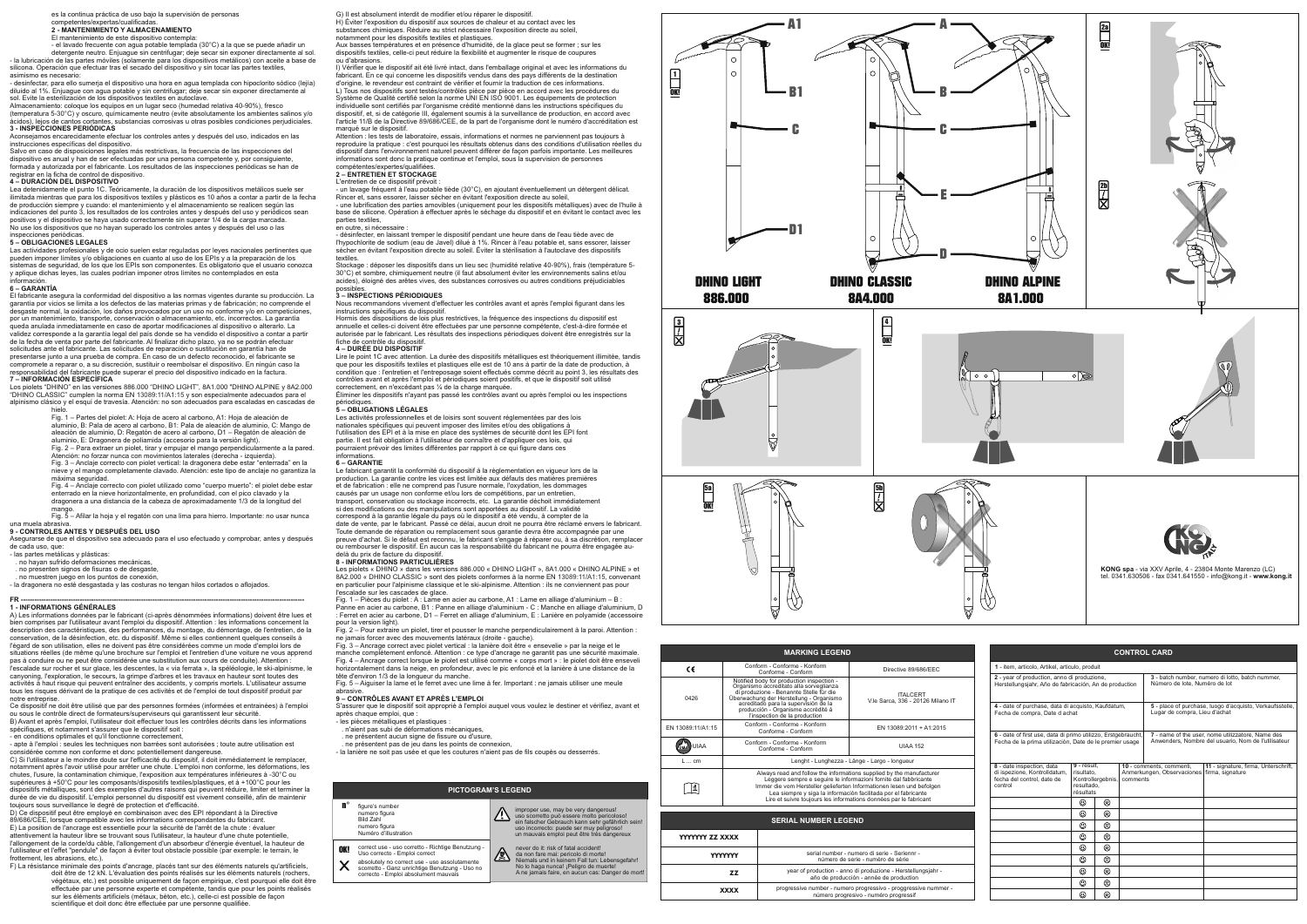es la continua práctica de uso bajo la supervisión de personas competentes/expertas/cualificadas.

**2 - MANTENIMIENTO Y ALMACENAMIENTO**

El mantenimiento de este dispositivo contempla:
- el lavado frecuente con agua potable templada (30°C) a la que se puede añadir un detergente neutro. Enjuague sin centrifugar; deje secar sin exponer directamente al sol.
- la lubricación de las partes móviles (solamente para los dispositivos metálicos) con aceite a base de silicona. Operación que efectuar tras el secado del dispositivo y sin tocar las partes textiles, asimismo es necesario:
- desinfectar, para ello sumerja el dispositivo una hora en agua templada con hipoclorito sódico (lejía) diluido al 1%. Enjuague con agua potable y sin centrifugar; deje secar sin exponer directamente al sol. Evite la esterilización de los dispositivos textiles en autoclave.

Almacenamiento: coloque los equipos en un lugar seco (humedad relativa 40-90%), fresco (temperatura 5-30°C) y oscuro, químicamente neutro (evite absolutamente los ambientes salinos y/o ácidos), lejos de cantos cortantes, substancias corrosivas u otras posibles condiciones perjudiciales.

**3 - INSPECCIONES PERIÓDICAS**

Aconsejamos encarecidamente efectuar los controles antes y después del uso, indicados en las instrucciones específicas del dispositivo.
Salvo en caso de disposiciones legales más restrictivas, la frecuencia de las inspecciones del dispositivo es anual y han de ser efectuadas por una persona competente y, por consiguiente, formada y autorizada por el fabricante. Los resultados de las inspecciones periódicas se han de registrar en la ficha de control de dispositivo.

**4 – DURACIÓN DEL DISPOSITIVO**

Lea detenidamente el punto 1C. Teóricamente, la duración de los dispositivos metálicos suele ser ilimitada mientras que para los dispositivos textiles y plásticos es 10 años a contar a partir de la fecha de producción siempre y cuando: el mantenimiento y el almacenamiento se realicen según las indicaciones del punto 3, los resultados de los controles antes y después del uso y periódicos sean positivos y el dispositivo se haya usado correctamente sin superar 1/4 de la carga marcada.
No use los dispositivos que no hayan superado los controles antes y después del uso o las inspecciones periódicas.

**5 – OBLIGACIONES LEGALES**

Las actividades profesionales y de ocio suelen estar reguladas por leyes nacionales pertinentes que pueden imponer límites y/o obligaciones en cuanto al uso de los EPIs y a la preparación de los sistemas de seguridad, de los que los EPIs son componentes. Es obligatorio que el usuario conozca y aplique dichas leyes, las cuales podrían imponer otros límites no contemplados en esta información.

**6 – GARANTÍA**

El fabricante asegura la conformidad del dispositivo a las normas vigentes durante su producción. La garantía por vicios se limita a los defectos de las materias primas y de fabricación; no comprende el desgaste normal, la oxidación, los daños provocados por un uso no conforme y/o en competiciones, por un mantenimiento, transporte, conservación o almacenamiento, etc. incorrectos. La garantía queda anulada inmediatamente en caso de aportar modificaciones al dispositivo o alterarlo. La validez corresponde a la garantía legal del país donde se ha vendido el dispositivo a contar a partir de la fecha de venta por parte del fabricante. Al finalizar dicho plazo, ya no se podrán efectuar solicitudes ante el fabricante. Las solicitudes de reparación o sustitución en garantía han de presentarse junto a una prueba de compra. En caso de un defecto reconocido, el fabricante se compromete a reparar o, a su discreción, sustituir o reembolsar el dispositivo. En ningún caso la responsabilidad del fabricante puede superar el precio del dispositivo indicado en la factura.

**7 – INFORMACIÓN ESPECÍFICA**

Los piolets "DHINO" en las versiones 886.000 "DHINO LIGHT", 8A1.000 "DHINO ALPINE y 8A2.000 "DHINO CLASSIC" cumplen la norma EN 13089:11/A1:15 y son especialmente adecuados para el alpinismo clásico y el esquí de travesía. Atención: no son adecuados para escaladas en cascadas de hielo.

Fig. 1 – Partes del piolet: A: Hoja de acero al carbono, A1: Hoja de aleación de aluminio, B: Pala de acero al carbono, B1: Pala de aleación de aluminio, C: Mango de aleación de aluminio, D: Regatón de acero al carbono, D1 – Regatón de aleación de aluminio, E: Dragonera de poliamida (accesorio para la versión light).
Fig. 2 – Para extraer un piolet, tirar y empujar el mango perpendicularmente a la pared. Atención: no forzar nunca con movimientos laterales (derecha - izquierda).
Fig. 3 – Anclaje correcto con piolet vertical: la dragonera debe estar "enterrada" en la nieve y el mango completamente clavado. Atención: este tipo de anclaje no garantiza la máxima seguridad.
Fig. 4 – Anclaje correcto con piolet utilizado como "cuerpo muerto": el piolet debe estar enterrado en la nieve horizontalmente, en profundidad, con el pico clavado y la dragonera a una distancia de la cabeza de aproximadamente 1/3 de la longitud del mango.
Fig. 5 – Afilar la hoja y el regatón con una lima para hierro. Importante: no usar nunca una muela abrasiva.

**9 - CONTROLES ANTES Y DESPUÉS DEL USO**

Asegurarse de que el dispositivo sea adecuado para el uso efectuado y comprobar, antes y después de cada uso, que:
- las partes metálicas y plásticas:
  . no hayan sufrido deformaciones mecánicas,
  . no presenten signos de fisuras o de desgaste,
  . no muestren juego en los puntos de conexión,
- la dragonera no esté desgastada y las costuras no tengan hilos cortados o aflojados.

**FR**

**1 - INFORMATIONS GÉNÉRALES**

A) Les informations données par le fabricant (ci-après dénommées informations) doivent être lues et bien comprises par l'utilisateur avant l'emploi du dispositif. Attention : les informations concernent la description des caractéristiques, des performances, du montage, du démontage, de l'entretien, de la conservation, de la désinfection, etc. du dispositif. Même si elles contiennent quelques conseils à l'égard de son utilisation, elles ne doivent pas être considérées comme un mode d'emploi lors de situations réelles (de même qu'une brochure sur l'emploi et l'entretien d'une voiture ne vous apprend pas à conduire ou ne peut être considérée une substitution aux cours de conduite). Attention : l'escalade sur rocher et sur glace, les descentes, la « via ferrata », la spéléologie, le ski-alpinisme, le canyoning, l'exploration, le secours, la grimpe d'arbres et les travaux en hauteur sont toutes des activités à haut risque qui peuvent entraîner des accidents, y compris mortels. L'utilisateur assume tous les risques dérivant de la pratique de ces activités et de l'emploi de tout dispositif pour leur mise en œuvre.
Ce dispositif ne doit être utilisé que par des personnes formées (informées et entraînées) à l'emploi ou sous le contrôle direct de formateurs/superviseurs qui garantissent leur sécurité.
B) Avant et après l'emploi, l'utilisateur doit effectuer tous les contrôles décrits dans les informations spécifiques, et notamment s'assurer que le dispositif soit :
- en conditions optimales et qu'il fonctionne correctement,
- apte à l'emploi : seules les techniques non barrées sont autorisées ; toute autre utilisation est considérée comme non conforme et donc potentiellement dangereuse.
C) Si l'utilisateur a le moindre doute sur l'efficacité du dispositif, il doit immédiatement le remplacer, notamment après l'avoir utilisé pour arrêter une chute. L'emploi non conforme, les déformations, les chutes, l'usure, la contamination chimique, l'exposition aux températures inférieures à -30°C ou supérieures à +50°C pour les composants/dispositifs textiles/plastiques, et à +100°C pour les dispositifs métalliques, sont des exemples d'autres raisons qui peuvent réduire, limiter et terminer la durée de vie du dispositif. L'emploi personnel du dispositif est vivement conseillé, afin de maintenir toujours sous surveillance le degré de protection et d'efficacité.
D) Ce dispositif peut être employé en combinaison avec des EPI répondant à la Directive 89/686/CEE, lorsque compatible avec les informations correspondantes du fabricant.
E) La position de l'ancrage est essentielle pour la sécurité de l'arrêt de la chute : évaluer attentivement la hauteur libre se trouvant sous l'utilisateur, la hauteur d'une chute potentielle, l'allongement de la corde/du câble, l'allongement d'un absorbeur d'énergie éventuel, la hauteur de l'utilisateur et l'effet "pendule" de façon à éviter tout obstacle possible (par exemple: le terrain, le frottement, les abrasions, etc.).
F) La résistance minimale des points d'ancrage, placés tant sur des éléments naturels qu'artificiels, doit être de 12 kN. L'évaluation des points réalisés sur les éléments naturels (rochers, végétaux, etc.) est possible uniquement de façon empirique, c'est pourquoi elle doit être effectuée par une personne experte et compétente, tandis que pour les points réalisés sur les éléments artificiels (métaux, béton, etc.), celle-ci est possible de façon scientifique et doit donc être effectuée par une personne qualifiée.
G) Il est absolument interdit de modifier et/ou réparer le dispositif.
H) Éviter l'exposition du dispositif aux sources de chaleur et au contact avec les substances chimiques. Réduire au strict nécessaire l'exposition directe au soleil, notamment pour les dispositifs textiles et plastiques.
Aux basses températures et en présence d'humidité, de la glace peut se former ; sur les dispositifs textiles, celle-ci peut réduire la flexibilité et augmenter le risque de coupures ou d'abrasions.
I) Vérifier que le dispositif ait été livré intact, dans l'emballage original et avec les informations du fabricant. En ce qui concerne les dispositifs vendus dans des pays différents de la destination d'origine, le revendeur est contraint de vérifier et fournir la traduction de ces informations.
L) Tous nos dispositifs sont testés/contrôlés pièce par pièce en accord avec les procédures du Système de Qualité certifié selon la norme UNI EN ISO 9001. Les équipements de protection individuelle sont certifiés par l'organisme précisé ci-dessous, conformément au type de dispositif, et, si de catégorie III, également soumis à la surveillance de production, en accord avec l'article 11/B de la Directive 89/686/CEE, de la part de l'organisme dont le numéro d'accréditation est marqué sur le dispositif.
Attention : les tests de laboratoire, essais, informations et normes ne parviennent pas toujours à reproduire la pratique : c'est pourquoi les résultats obtenus dans les conditions d'utilisation réelles du dispositif dans l'environnement naturel peuvent différer de façon parfois importante. Les meilleures informations sont donc la pratique continue et l'emploi, sous la supervision de personnes compétentes/expertes/qualifiées.

**2 – ENTRETIEN ET STOCKAGE**

L'entretien de ce dispositif prévoit :
- un lavage fréquent à l'eau potable tiède (30°C), en ajoutant éventuellement un détergent délicat. Rincer et, sans essorer, laisser sécher en évitant l'exposition directe au soleil,
- une lubrification des parties amovibles (uniquement pour les dispositifs métalliques) avec de l'huile à base de silicone. Opération à effectuer après le séchage du dispositif et en évitant le contact avec les parties textiles,
en outre, si nécessaire :
- désinfecter, en laissant tremper le dispositif pendant une heure dans de l'eau tiède avec de l'hypochlorite de sodium (eau de Javel) dilué à 1%. Rincer à l'eau potable et, sans essorer, laisser sécher en évitant l'exposition directe au soleil. Éviter la stérilisation à l'autoclave des dispositifs textiles.
Stockage : déposer les dispositifs dans un lieu sec (humidité relative 40-90%), frais (température 5-30°C) et sombre, chimiquement neutre (il faut absolument éviter les environnements salins et/ou acides), éloigné des arêtes vives, des substances corrosives ou autres conditions préjudiciables possibles.

**3 – INSPECTIONS PÉRIODIQUES**

Nous recommandons vivement d'effectuer les contrôles avant et après l'emploi figurant dans les instructions spécifiques du dispositif.
Hormis des dispositions de lois plus restrictives, la fréquence des inspections du dispositif est annuelle et celles-ci doivent être effectuées par une personne compétente, c'est-à-dire formée et autorisée par le fabricant. Les résultats des inspections périodiques doivent être enregistrés sur la fiche de contrôle du dispositif.

**4 – DURÉE DU DISPOSITIF**

Lire le point 1C avec attention. La durée des dispositifs métalliques est théoriquement illimitée, tandis que pour les dispositifs textiles et plastiques elle est de 10 ans à partir de la date de production, à condition que : l'entretien et l'entreposage soient effectués comme décrit au point 3, les résultats des contrôles avant et après l'emploi et périodiques soient positifs, et que le dispositif soit utilisé correctement, en n'excédant pas ¼ de la charge marquée.
Éliminer les dispositifs n'ayant pas passé les contrôles avant ou après l'emploi ou les inspections périodiques.

**5 – OBLIGATIONS LÉGALES**

Les activités professionnelles et de loisirs sont souvent réglementées par des lois nationales spécifiques qui peuvent imposer des limites et/ou des obligations à l'utilisation des EPI et à la mise en place des systèmes de sécurité dont les EPI font partie. Il est fait obligation à l'utilisateur de connaître et d'appliquer ces lois, qui pourraient prévoir des limites différentes par rapport à ce qui figure dans ces informations.

**6 – GARANTIE**

Le fabricant garantit la conformité du dispositif à la réglementation en vigueur lors de la production. La garantie contre les vices est limitée aux défauts des matières premières et de fabrication : elle ne comprend pas l'usure normale, l'oxydation, les dommages causés par un usage non conforme et/ou lors de compétitions, par un entretien, transport, conservation ou stockage incorrects, etc. La garantie déchoit immédiatement si des modifications ou des manipulations sont apportées au dispositif. La validité correspond à la garantie légale du pays où le dispositif a été vendu, à compter de la date de vente, par le fabricant. Passé ce délai, aucun droit ne pourra être réclamé envers le fabricant. Toute demande de réparation ou remplacement sous garantie devra être accompagnée par une preuve d'achat. Si le défaut est reconnu, le fabricant s'engage à réparer ou, à sa discrétion, remplacer ou rembourser le dispositif. En aucun cas la responsabilité du fabricant ne pourra être engagée au-delà du prix de facture du dispositif.

**8 – INFORMATIONS PARTICULIÈRES**

Les piolets « DHINO » dans les versions 886.000 « DHINO LIGHT », 8A1.000 « DHINO ALPINE » et 8A2.000 « DHINO CLASSIC » sont des piolets conformes à la norme EN 13089:11/A1:15, convenant en particulier pour l'alpinisme classique et le ski-alpinisme. Attention : ils ne conviennent pas pour l'escalade sur les cascades de glace.
Fig. 1 – Pièces du piolet : A : Lame en acier au carbone, A1 : Lame en alliage d'aluminium – B : Panne en acier au carbone, B1 : Panne en alliage d'aluminium - C : Manche en alliage d'aluminium, D : Ferret en acier au carbone, D1 – Ferret en alliage d'aluminium, E : Lanière en polyamide (accessoire pour la version light).
Fig. 2 – Pour extraire un piolet, tirer et pousser le manche perpendiculairement à la paroi. Attention : ne jamais forcer avec des mouvements latéraux (droite - gauche).
Fig. 3 – Ancrage correct avec piolet vertical : la lanière doit être « ensevelie » par la neige et le manche complètement enfoncé. Attention : ce type d'ancrage ne garantit pas une sécurité maximale.
Fig. 4 – Ancrage correct lorsque le piolet est utilisé comme « corps mort » : le piolet doit être enseveli horizontalement dans la neige, en profondeur, avec le pic enfoncé et la lanière à une distance de la tête d'environ 1/3 de la longueur du manche.
Fig. 5 – Aiguiser la lame et le ferret avec une lime à fer. Important : ne jamais utiliser une meule abrasive.

**9 – CONTRÔLES AVANT ET APRÈS L'EMPLOI**

S'assurer que le dispositif soit approprié à l'emploi auquel vous voulez le destiner et vérifiez, avant et après chaque emploi, que :
- les pièces métalliques et plastiques :
  . n'aient pas subi de déformations mécaniques,
  . ne présentent aucun signe de fissure ou d'usure,
  . ne présentent pas de jeu dans les points de connexion,
- la lanière ne soit pas usée et que les coutures n'aient pas de fils coupés ou desserrés.

A1 A B1 B C C E D1 D

DHINO LIGHT 886.000 — DHINO CLASSIC 8A4.000 — DHINO ALPINE 8A1.000

1 OK! — 2a OK! — 2b — 3 — 4 OK! — 5a OK! — 5b

**KONG spa** - via XXV Aprile, 4 - 23804 Monte Marenzo (LC)
tel. 0341.630506 - fax 0341.641550 - info@kong.it - **www.kong.it**

### PICTOGRAM'S LEGEND

| | | | |
|---|---|---|---|
| n° | figure's number / numero figura / Bild Zahl / número figura / Numéro d'illustration | ⚠ | improper use, may be very dangerous! / uso scorretto può essere molto pericoloso! / ein falscher Gebrauch kann sehr gefährlich sein! / uso incorrecto: puede ser muy peligroso! / un mauvais emploi peut être très dangereux |
| OK! | correct use - uso corretto - Richtige Benutzung - Uso correcto - Emploi correct | ☠ | never do it: risk of fatal accident! / da non fare mai: pericolo di morte! / Niemals und in keinem Fall tun: Lebensgefahr! / No lo haga nunca! ¡Peligro de muerte! / A ne jamais faire, en aucun cas: Danger de mort! |
| ✕ | absolutely no correct use - uso assolutamente scorretto - Ganz unrichtige Benutzung - Uso no correcto - Emploi absolument mauvais | | |

### MARKING LEGEND

| | | |
|---|---|---|
| CE | Conform - Conforme - Konform Conforme - Conform | Directive 89/686/EEC |
| 0426 | Notified body for production inspection - Organismo accreditato alla sorveglianza di produzione - Benannte Stelle für die Überwachung der Herstellung - Organismo acreditado para la supervisión de la producción - Organisme accrédité à l'inspection de la production | ITALCERT V.le Sarca, 336 - 20126 Milano IT |
| EN 13089:11/A1:15 | Conform - Conforme - Konform Conforme - Conform | EN 13089:2011 + A1:2015 |
| UIAA | Conform - Conforme - Konform Conforme - Conform | UIAA 152 |
| L … cm | Lenght - Lunghezza - Länge - Largo - longueur | |
| i | Always read and follow the informations supplied by the manufacturer / Leggere sempre e seguire le informazioni fornite dal fabbricante / Immer die vom Hersteller gelieferten Informationen lesen und befolgen / Lea siempre y siga la información facilitada por el fabricante / Lire et suivre toujours les informations données par le fabricant | |

### SERIAL NUMBER LEGEND

| | |
|---|---|
| YYYYYYY ZZ XXXX | |
| YYYYYYY | serial number - numero di serie - Seriennr - número de serie - numéro de série |
| ZZ | year of production - anno di produzione - Herstellungsjahr - año de producción - année de production |
| XXXX | progressive number - numero progressivo - proggressive nummer - número progresivo - numéro progressif |

### CONTROL CARD

| | | | |
|---|---|---|---|
| 1 - item, articolo, Artikel, artículo, produit | | | |
| 2 - year of production, anno di produzione, Herstellungsjahr, Año de fabricación, An de production | | 3 - batch number, numero di lotto, batch nummer, Número de lote, Numéro de lot | |
| 4 - date of purchase, data di acquisto, Kaufdatum, Fecha de compra, Date d'achat | | 5 - place of purchase, luogo d'acquisto, Verkaufsstelle, Lugar de compra, Lieu d'achat | |
| 6 - date of first use, data di primo utilizzo, Erstgebrauch, Fecha de la primera utilización, Date de le premier usage | | 7 - name of the user, nome utilizzatore, Name des Anwenders, Nombre del usuario, Nom de l'utilisateur | |
| 8 - date inspection, data di ispezione, Kontrolldatum, fecha del control, date de control | 9 - result, risultato, Kontrollergebnis, resultado, résultats | 10 - comments, commenti, Anmerkungen, Observaciones, comments | 11 - signature, firma, Unterschrift, firma, signature |
| | ☺ ☹ | | |
| | ☺ ☹ | | |
| | ☺ ☹ | | |
| | ☺ ☹ | | |
| | ☺ ☹ | | |
| | ☺ ☹ | | |
| | ☺ ☹ | | |
| | ☺ ☹ | | |
| | ☺ ☹ | | |
| | ☺ ☹ | | |